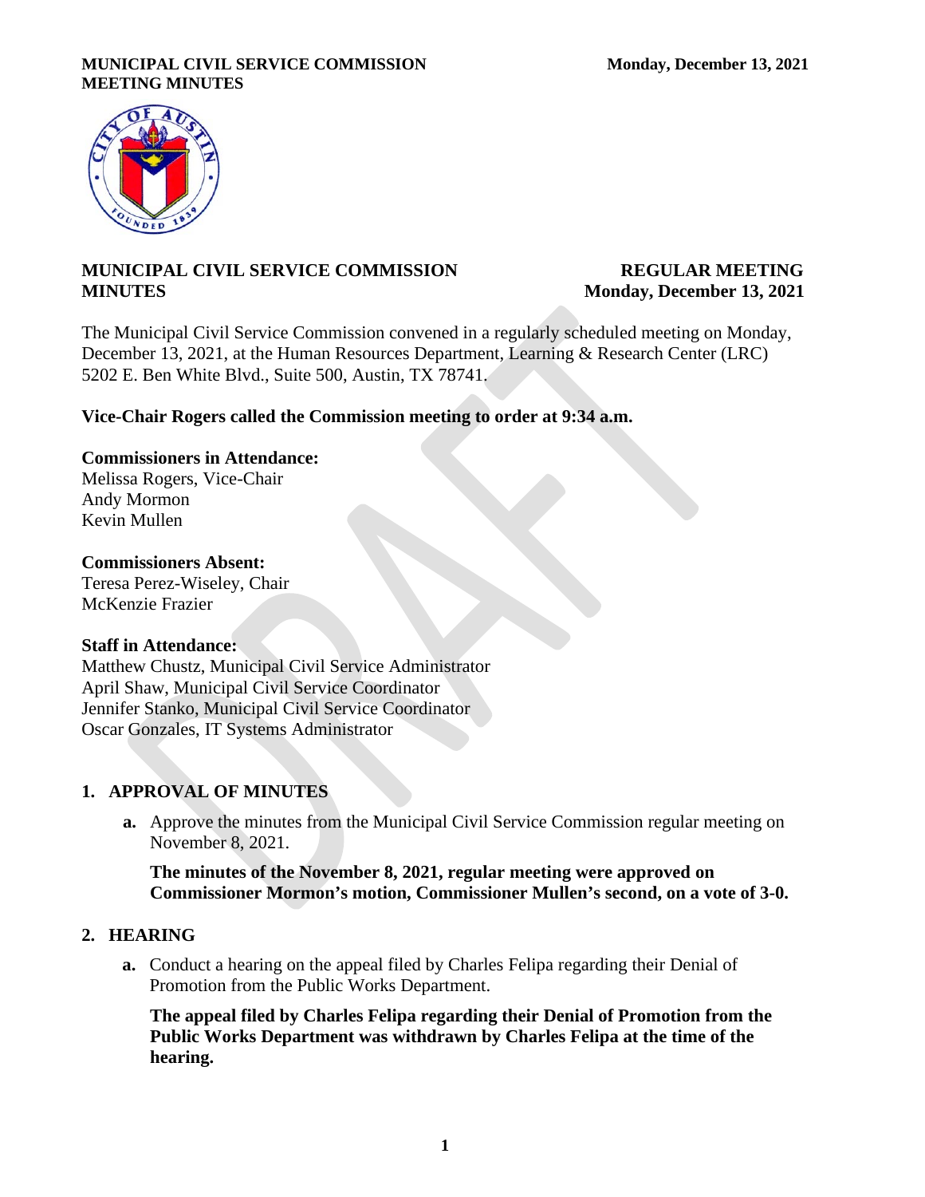# MUNICIPAL CIVIL SERVICE COMMISSION MINUTES

**REGULAR MEETING**
**Monday, December 13, 2021**

The Municipal Civil Service Commission convened in a regularly scheduled meeting on Monday, December 13, 2021, at the Human Resources Department, Learning & Research Center (LRC) 5202 E. Ben White Blvd., Suite 500, Austin, TX 78741.

**Vice-Chair Rogers called the Commission meeting to order at 9:34 a.m.**

**Commissioners in Attendance:**
Melissa Rogers, Vice-Chair
Andy Mormon
Kevin Mullen

**Commissioners Absent:**
Teresa Perez-Wiseley, Chair
McKenzie Frazier

**Staff in Attendance:**
Matthew Chustz, Municipal Civil Service Administrator
April Shaw, Municipal Civil Service Coordinator
Jennifer Stanko, Municipal Civil Service Coordinator
Oscar Gonzales, IT Systems Administrator

## 1. APPROVAL OF MINUTES

**a.** Approve the minutes from the Municipal Civil Service Commission regular meeting on November 8, 2021.

**The minutes of the November 8, 2021, regular meeting were approved on Commissioner Mormon's motion, Commissioner Mullen's second, on a vote of 3-0.**

## 2. HEARING

**a.** Conduct a hearing on the appeal filed by Charles Felipa regarding their Denial of Promotion from the Public Works Department.

**The appeal filed by Charles Felipa regarding their Denial of Promotion from the Public Works Department was withdrawn by Charles Felipa at the time of the hearing.**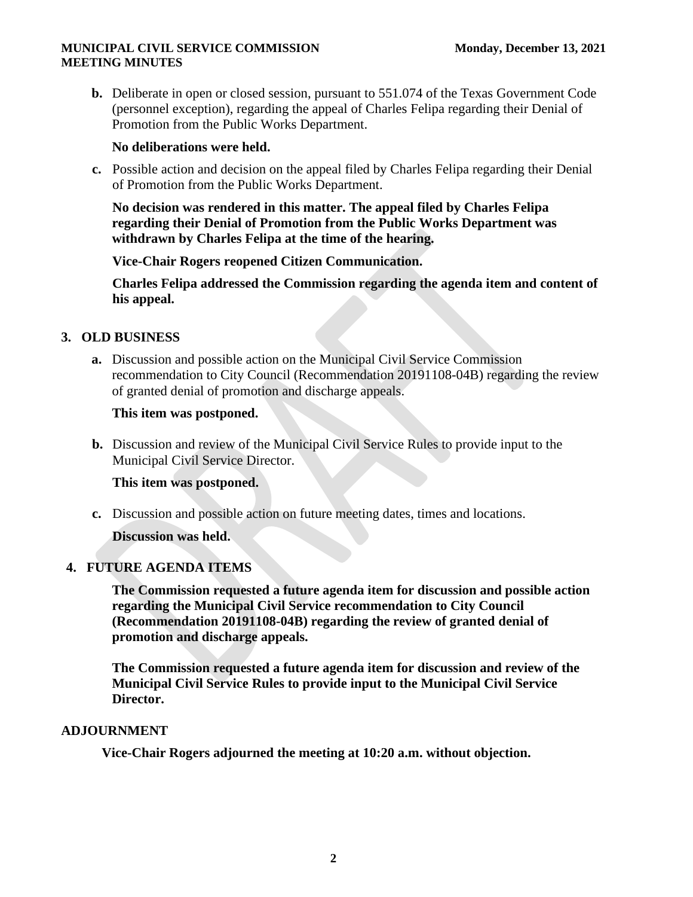**b.** Deliberate in open or closed session, pursuant to 551.074 of the Texas Government Code (personnel exception), regarding the appeal of Charles Felipa regarding their Denial of Promotion from the Public Works Department.

**No deliberations were held.**

**c.** Possible action and decision on the appeal filed by Charles Felipa regarding their Denial of Promotion from the Public Works Department.

**No decision was rendered in this matter. The appeal filed by Charles Felipa regarding their Denial of Promotion from the Public Works Department was withdrawn by Charles Felipa at the time of the hearing.**

**Vice-Chair Rogers reopened Citizen Communication.**

**Charles Felipa addressed the Commission regarding the agenda item and content of his appeal.**

## 3. OLD BUSINESS

**a.** Discussion and possible action on the Municipal Civil Service Commission recommendation to City Council (Recommendation 20191108-04B) regarding the review of granted denial of promotion and discharge appeals.

**This item was postponed.**

**b.** Discussion and review of the Municipal Civil Service Rules to provide input to the Municipal Civil Service Director.

**This item was postponed.**

**c.** Discussion and possible action on future meeting dates, times and locations.

**Discussion was held.**

## 4. FUTURE AGENDA ITEMS

**The Commission requested a future agenda item for discussion and possible action regarding the Municipal Civil Service recommendation to City Council (Recommendation 20191108-04B) regarding the review of granted denial of promotion and discharge appeals.**

**The Commission requested a future agenda item for discussion and review of the Municipal Civil Service Rules to provide input to the Municipal Civil Service Director.**

## ADJOURNMENT

**Vice-Chair Rogers adjourned the meeting at 10:20 a.m. without objection.**